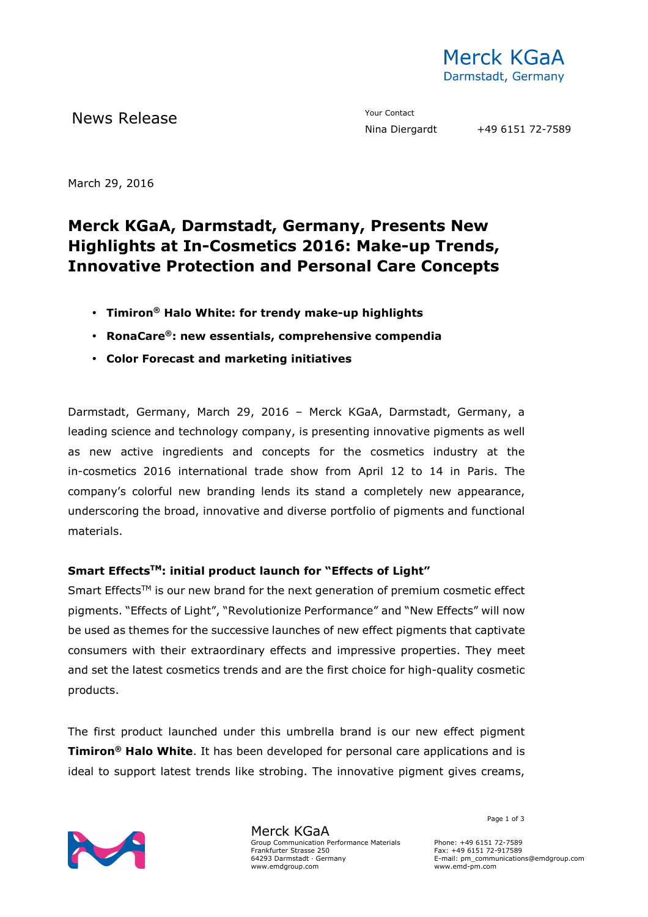Merck KGaA
Darmstadt, Germany

News Release

Your Contact
Nina Diergardt +49 6151 72-7589

March 29, 2016

# Merck KGaA, Darmstadt, Germany, Presents New Highlights at In-Cosmetics 2016: Make-up Trends, Innovative Protection and Personal Care Concepts

- **Timiron® Halo White: for trendy make-up highlights**
- **RonaCare®: new essentials, comprehensive compendia**
- **Color Forecast and marketing initiatives**

Darmstadt, Germany, March 29, 2016 – Merck KGaA, Darmstadt, Germany, a leading science and technology company, is presenting innovative pigments as well as new active ingredients and concepts for the cosmetics industry at the in-cosmetics 2016 international trade show from April 12 to 14 in Paris. The company's colorful new branding lends its stand a completely new appearance, underscoring the broad, innovative and diverse portfolio of pigments and functional materials.

### Smart Effects™: initial product launch for "Effects of Light"

Smart Effects™ is our new brand for the next generation of premium cosmetic effect pigments. "Effects of Light", "Revolutionize Performance" and "New Effects" will now be used as themes for the successive launches of new effect pigments that captivate consumers with their extraordinary effects and impressive properties. They meet and set the latest cosmetics trends and are the first choice for high-quality cosmetic products.

The first product launched under this umbrella brand is our new effect pigment **Timiron® Halo White**. It has been developed for personal care applications and is ideal to support latest trends like strobing. The innovative pigment gives creams,

Merck KGaA
Group Communication Performance Materials
Frankfurter Strasse 250
64293 Darmstadt · Germany
www.emdgroup.com

Phone: +49 6151 72-7589
Fax: +49 6151 72-917589
E-mail: pm_communications@emdgroup.com
www.emd-pm.com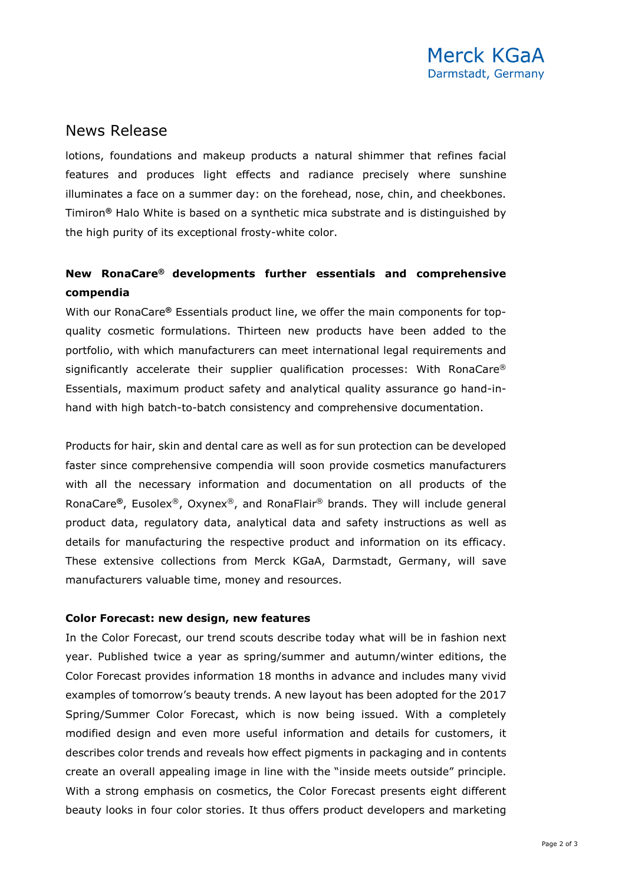# News Release

lotions, foundations and makeup products a natural shimmer that refines facial features and produces light effects and radiance precisely where sunshine illuminates a face on a summer day: on the forehead, nose, chin, and cheekbones. Timiron® Halo White is based on a synthetic mica substrate and is distinguished by the high purity of its exceptional frosty-white color.

**New RonaCare® developments further essentials and comprehensive compendia**

With our RonaCare® Essentials product line, we offer the main components for top-quality cosmetic formulations. Thirteen new products have been added to the portfolio, with which manufacturers can meet international legal requirements and significantly accelerate their supplier qualification processes: With RonaCare® Essentials, maximum product safety and analytical quality assurance go hand-in-hand with high batch-to-batch consistency and comprehensive documentation.

Products for hair, skin and dental care as well as for sun protection can be developed faster since comprehensive compendia will soon provide cosmetics manufacturers with all the necessary information and documentation on all products of the RonaCare®, Eusolex®, Oxynex®, and RonaFlair® brands. They will include general product data, regulatory data, analytical data and safety instructions as well as details for manufacturing the respective product and information on its efficacy. These extensive collections from Merck KGaA, Darmstadt, Germany, will save manufacturers valuable time, money and resources.

**Color Forecast: new design, new features**

In the Color Forecast, our trend scouts describe today what will be in fashion next year. Published twice a year as spring/summer and autumn/winter editions, the Color Forecast provides information 18 months in advance and includes many vivid examples of tomorrow's beauty trends. A new layout has been adopted for the 2017 Spring/Summer Color Forecast, which is now being issued. With a completely modified design and even more useful information and details for customers, it describes color trends and reveals how effect pigments in packaging and in contents create an overall appealing image in line with the "inside meets outside" principle. With a strong emphasis on cosmetics, the Color Forecast presents eight different beauty looks in four color stories. It thus offers product developers and marketing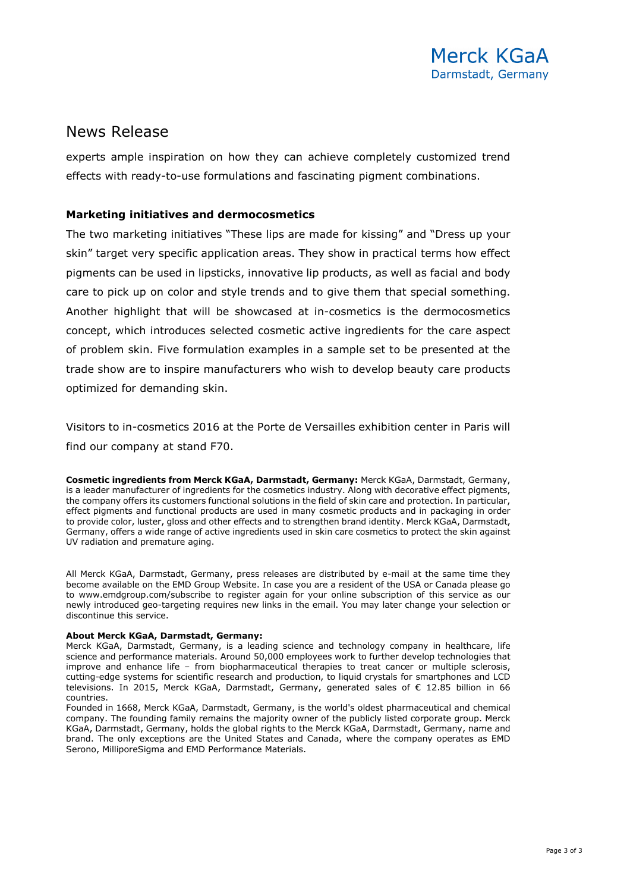experts ample inspiration on how they can achieve completely customized trend effects with ready-to-use formulations and fascinating pigment combinations.

### Marketing initiatives and dermocosmetics

The two marketing initiatives "These lips are made for kissing" and "Dress up your skin" target very specific application areas. They show in practical terms how effect pigments can be used in lipsticks, innovative lip products, as well as facial and body care to pick up on color and style trends and to give them that special something. Another highlight that will be showcased at in-cosmetics is the dermocosmetics concept, which introduces selected cosmetic active ingredients for the care aspect of problem skin. Five formulation examples in a sample set to be presented at the trade show are to inspire manufacturers who wish to develop beauty care products optimized for demanding skin.

Visitors to in-cosmetics 2016 at the Porte de Versailles exhibition center in Paris will find our company at stand F70.

**Cosmetic ingredients from Merck KGaA, Darmstadt, Germany:** Merck KGaA, Darmstadt, Germany, is a leader manufacturer of ingredients for the cosmetics industry. Along with decorative effect pigments, the company offers its customers functional solutions in the field of skin care and protection. In particular, effect pigments and functional products are used in many cosmetic products and in packaging in order to provide color, luster, gloss and other effects and to strengthen brand identity. Merck KGaA, Darmstadt, Germany, offers a wide range of active ingredients used in skin care cosmetics to protect the skin against UV radiation and premature aging.

All Merck KGaA, Darmstadt, Germany, press releases are distributed by e-mail at the same time they become available on the EMD Group Website. In case you are a resident of the USA or Canada please go to www.emdgroup.com/subscribe to register again for your online subscription of this service as our newly introduced geo-targeting requires new links in the email. You may later change your selection or discontinue this service.

**About Merck KGaA, Darmstadt, Germany:**
Merck KGaA, Darmstadt, Germany, is a leading science and technology company in healthcare, life science and performance materials. Around 50,000 employees work to further develop technologies that improve and enhance life – from biopharmaceutical therapies to treat cancer or multiple sclerosis, cutting-edge systems for scientific research and production, to liquid crystals for smartphones and LCD televisions. In 2015, Merck KGaA, Darmstadt, Germany, generated sales of € 12.85 billion in 66 countries.
Founded in 1668, Merck KGaA, Darmstadt, Germany, is the world's oldest pharmaceutical and chemical company. The founding family remains the majority owner of the publicly listed corporate group. Merck KGaA, Darmstadt, Germany, holds the global rights to the Merck KGaA, Darmstadt, Germany, name and brand. The only exceptions are the United States and Canada, where the company operates as EMD Serono, MilliporeSigma and EMD Performance Materials.